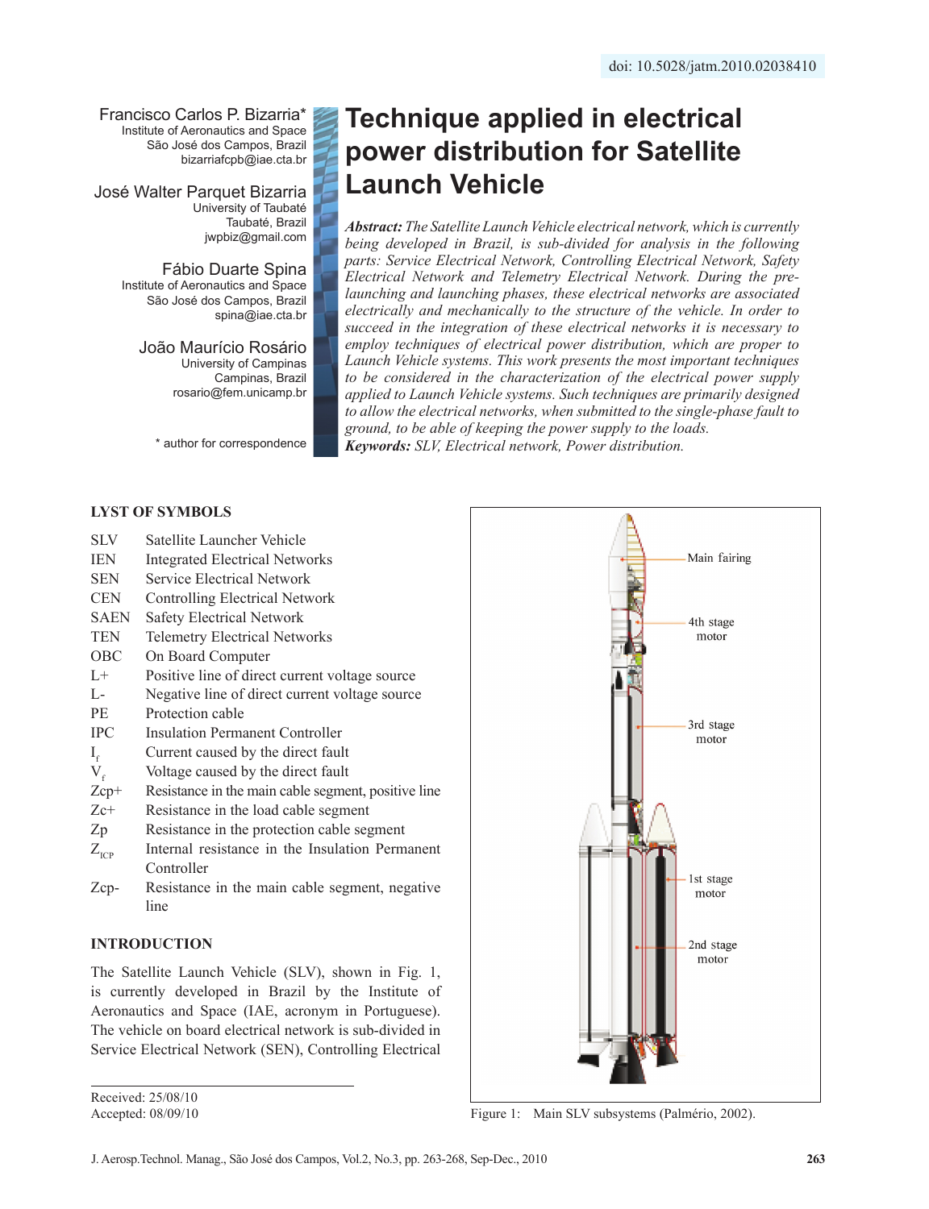doi: 10.5028/jatm.2010.02038410

# Technique applied in electrical power distribution for Satellite Launch Vehicle

**Francisco Carlos P. Bizarria***
Institute of Aeronautics and Space
São José dos Campos, Brazil
bizarriafcpb@iae.cta.br

**José Walter Parquet Bizarria**
University of Taubaté
Taubaté, Brazil
jwpbiz@gmail.com

**Fábio Duarte Spina**
Institute of Aeronautics and Space
São José dos Campos, Brazil
spina@iae.cta.br

**João Maurício Rosário**
University of Campinas
Campinas, Brazil
rosario@fem.unicamp.br

\* author for correspondence

***Abstract:*** *The Satellite Launch Vehicle electrical network, which is currently being developed in Brazil, is sub-divided for analysis in the following parts: Service Electrical Network, Controlling Electrical Network, Safety Electrical Network and Telemetry Electrical Network. During the pre-launching and launching phases, these electrical networks are associated electrically and mechanically to the structure of the vehicle. In order to succeed in the integration of these electrical networks it is necessary to employ techniques of electrical power distribution, which are proper to Launch Vehicle systems. This work presents the most important techniques to be considered in the characterization of the electrical power supply applied to Launch Vehicle systems. Such techniques are primarily designed to allow the electrical networks, when submitted to the single-phase fault to ground, to be able of keeping the power supply to the loads.*

***Keywords:*** *SLV, Electrical network, Power distribution.*

## LYST OF SYMBOLS

| | |
|---|---|
| SLV | Satellite Launcher Vehicle |
| IEN | Integrated Electrical Networks |
| SEN | Service Electrical Network |
| CEN | Controlling Electrical Network |
| SAEN | Safety Electrical Network |
| TEN | Telemetry Electrical Networks |
| OBC | On Board Computer |
| L+ | Positive line of direct current voltage source |
| L- | Negative line of direct current voltage source |
| PE | Protection cable |
| IPC | Insulation Permanent Controller |
| $I_f$ | Current caused by the direct fault |
| $V_f$ | Voltage caused by the direct fault |
| Zcp+ | Resistance in the main cable segment, positive line |
| Zc+ | Resistance in the load cable segment |
| Zp | Resistance in the protection cable segment |
| $Z_{ICP}$ | Internal resistance in the Insulation Permanent Controller |
| Zcp- | Resistance in the main cable segment, negative line |

## INTRODUCTION

The Satellite Launch Vehicle (SLV), shown in Fig. 1, is currently developed in Brazil by the Institute of Aeronautics and Space (IAE, acronym in Portuguese). The vehicle on board electrical network is sub-divided in Service Electrical Network (SEN), Controlling Electrical

Figure 1: Main SLV subsystems (Palmério, 2002).

Received: 25/08/10
Accepted: 08/09/10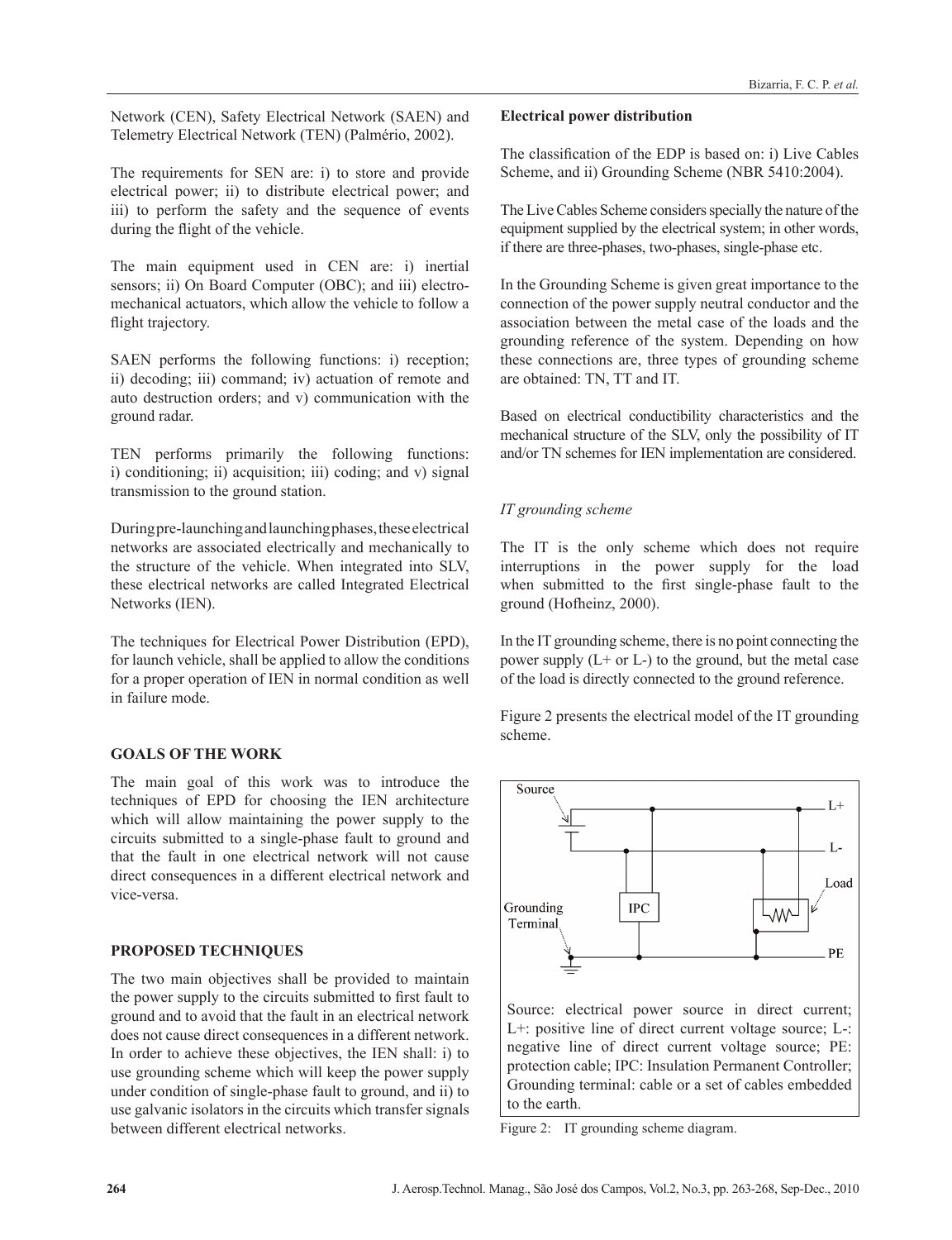Network (CEN), Safety Electrical Network (SAEN) and Telemetry Electrical Network (TEN) (Palmério, 2002).

The requirements for SEN are: i) to store and provide electrical power; ii) to distribute electrical power; and iii) to perform the safety and the sequence of events during the flight of the vehicle.

The main equipment used in CEN are: i) inertial sensors; ii) On Board Computer (OBC); and iii) electro-mechanical actuators, which allow the vehicle to follow a flight trajectory.

SAEN performs the following functions: i) reception; ii) decoding; iii) command; iv) actuation of remote and auto destruction orders; and v) communication with the ground radar.

TEN performs primarily the following functions: i) conditioning; ii) acquisition; iii) coding; and v) signal transmission to the ground station.

During pre-launching and launching phases, these electrical networks are associated electrically and mechanically to the structure of the vehicle. When integrated into SLV, these electrical networks are called Integrated Electrical Networks (IEN).

The techniques for Electrical Power Distribution (EPD), for launch vehicle, shall be applied to allow the conditions for a proper operation of IEN in normal condition as well in failure mode.

## GOALS OF THE WORK

The main goal of this work was to introduce the techniques of EPD for choosing the IEN architecture which will allow maintaining the power supply to the circuits submitted to a single-phase fault to ground and that the fault in one electrical network will not cause direct consequences in a different electrical network and vice-versa.

## PROPOSED TECHNIQUES

The two main objectives shall be provided to maintain the power supply to the circuits submitted to first fault to ground and to avoid that the fault in an electrical network does not cause direct consequences in a different network. In order to achieve these objectives, the IEN shall: i) to use grounding scheme which will keep the power supply under condition of single-phase fault to ground, and ii) to use galvanic isolators in the circuits which transfer signals between different electrical networks.

### Electrical power distribution

The classification of the EDP is based on: i) Live Cables Scheme, and ii) Grounding Scheme (NBR 5410:2004).

The Live Cables Scheme considers specially the nature of the equipment supplied by the electrical system; in other words, if there are three-phases, two-phases, single-phase etc.

In the Grounding Scheme is given great importance to the connection of the power supply neutral conductor and the association between the metal case of the loads and the grounding reference of the system. Depending on how these connections are, three types of grounding scheme are obtained: TN, TT and IT.

Based on electrical conductibility characteristics and the mechanical structure of the SLV, only the possibility of IT and/or TN schemes for IEN implementation are considered.

#### *IT grounding scheme*

The IT is the only scheme which does not require interruptions in the power supply for the load when submitted to the first single-phase fault to the ground (Hofheinz, 2000).

In the IT grounding scheme, there is no point connecting the power supply (L+ or L-) to the ground, but the metal case of the load is directly connected to the ground reference.

Figure 2 presents the electrical model of the IT grounding scheme.

Source: electrical power source in direct current; L+: positive line of direct current voltage source; L-: negative line of direct current voltage source; PE: protection cable; IPC: Insulation Permanent Controller; Grounding terminal: cable or a set of cables embedded to the earth.

Figure 2: IT grounding scheme diagram.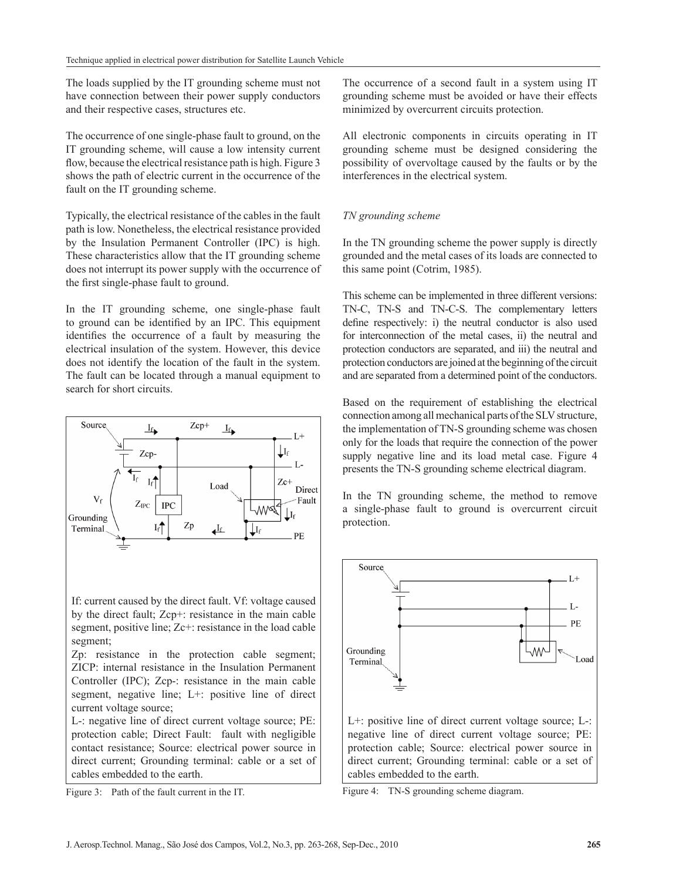The loads supplied by the IT grounding scheme must not have connection between their power supply conductors and their respective cases, structures etc.

The occurrence of one single-phase fault to ground, on the IT grounding scheme, will cause a low intensity current flow, because the electrical resistance path is high. Figure 3 shows the path of electric current in the occurrence of the fault on the IT grounding scheme.

Typically, the electrical resistance of the cables in the fault path is low. Nonetheless, the electrical resistance provided by the Insulation Permanent Controller (IPC) is high. These characteristics allow that the IT grounding scheme does not interrupt its power supply with the occurrence of the first single-phase fault to ground.

In the IT grounding scheme, one single-phase fault to ground can be identified by an IPC. This equipment identifies the occurrence of a fault by measuring the electrical insulation of the system. However, this device does not identify the location of the fault in the system. The fault can be located through a manual equipment to search for short circuits.

If: current caused by the direct fault. Vf: voltage caused by the direct fault; Zcp+: resistance in the main cable segment, positive line; Zc+: resistance in the load cable segment;
Zp: resistance in the protection cable segment; ZICP: internal resistance in the Insulation Permanent Controller (IPC); Zcp-: resistance in the main cable segment, negative line; L+: positive line of direct current voltage source;
L-: negative line of direct current voltage source; PE: protection cable; Direct Fault: fault with negligible contact resistance; Source: electrical power source in direct current; Grounding terminal: cable or a set of cables embedded to the earth.

Figure 3: Path of the fault current in the IT.

The occurrence of a second fault in a system using IT grounding scheme must be avoided or have their effects minimized by overcurrent circuits protection.

All electronic components in circuits operating in IT grounding scheme must be designed considering the possibility of overvoltage caused by the faults or by the interferences in the electrical system.

*TN grounding scheme*

In the TN grounding scheme the power supply is directly grounded and the metal cases of its loads are connected to this same point (Cotrim, 1985).

This scheme can be implemented in three different versions: TN-C, TN-S and TN-C-S. The complementary letters define respectively: i) the neutral conductor is also used for interconnection of the metal cases, ii) the neutral and protection conductors are separated, and iii) the neutral and protection conductors are joined at the beginning of the circuit and are separated from a determined point of the conductors.

Based on the requirement of establishing the electrical connection among all mechanical parts of the SLV structure, the implementation of TN-S grounding scheme was chosen only for the loads that require the connection of the power supply negative line and its load metal case. Figure 4 presents the TN-S grounding scheme electrical diagram.

In the TN grounding scheme, the method to remove a single-phase fault to ground is overcurrent circuit protection.

L+: positive line of direct current voltage source; L-: negative line of direct current voltage source; PE: protection cable; Source: electrical power source in direct current; Grounding terminal: cable or a set of cables embedded to the earth.

Figure 4: TN-S grounding scheme diagram.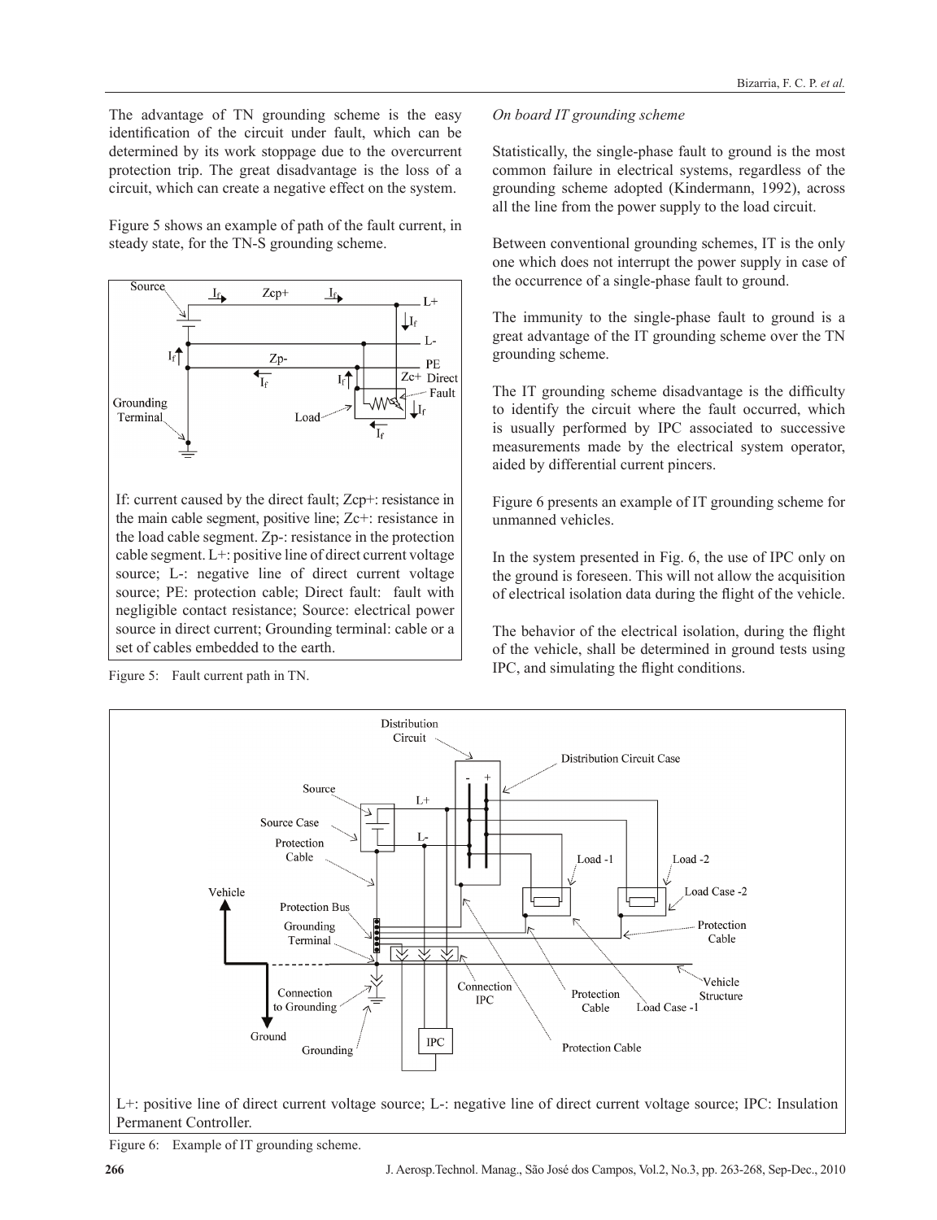The advantage of TN grounding scheme is the easy identification of the circuit under fault, which can be determined by its work stoppage due to the overcurrent protection trip. The great disadvantage is the loss of a circuit, which can create a negative effect on the system.

Figure 5 shows an example of path of the fault current, in steady state, for the TN-S grounding scheme.

If: current caused by the direct fault; Zcp+: resistance in the main cable segment, positive line; Zc+: resistance in the load cable segment. Zp-: resistance in the protection cable segment. L+: positive line of direct current voltage source; L-: negative line of direct current voltage source; PE: protection cable; Direct fault: fault with negligible contact resistance; Source: electrical power source in direct current; Grounding terminal: cable or a set of cables embedded to the earth.

Figure 5: Fault current path in TN.

*On board IT grounding scheme*

Statistically, the single-phase fault to ground is the most common failure in electrical systems, regardless of the grounding scheme adopted (Kindermann, 1992), across all the line from the power supply to the load circuit.

Between conventional grounding schemes, IT is the only one which does not interrupt the power supply in case of the occurrence of a single-phase fault to ground.

The immunity to the single-phase fault to ground is a great advantage of the IT grounding scheme over the TN grounding scheme.

The IT grounding scheme disadvantage is the difficulty to identify the circuit where the fault occurred, which is usually performed by IPC associated to successive measurements made by the electrical system operator, aided by differential current pincers.

Figure 6 presents an example of IT grounding scheme for unmanned vehicles.

In the system presented in Fig. 6, the use of IPC only on the ground is foreseen. This will not allow the acquisition of electrical isolation data during the flight of the vehicle.

The behavior of the electrical isolation, during the flight of the vehicle, shall be determined in ground tests using IPC, and simulating the flight conditions.

L+: positive line of direct current voltage source; L-: negative line of direct current voltage source; IPC: Insulation Permanent Controller.

Figure 6: Example of IT grounding scheme.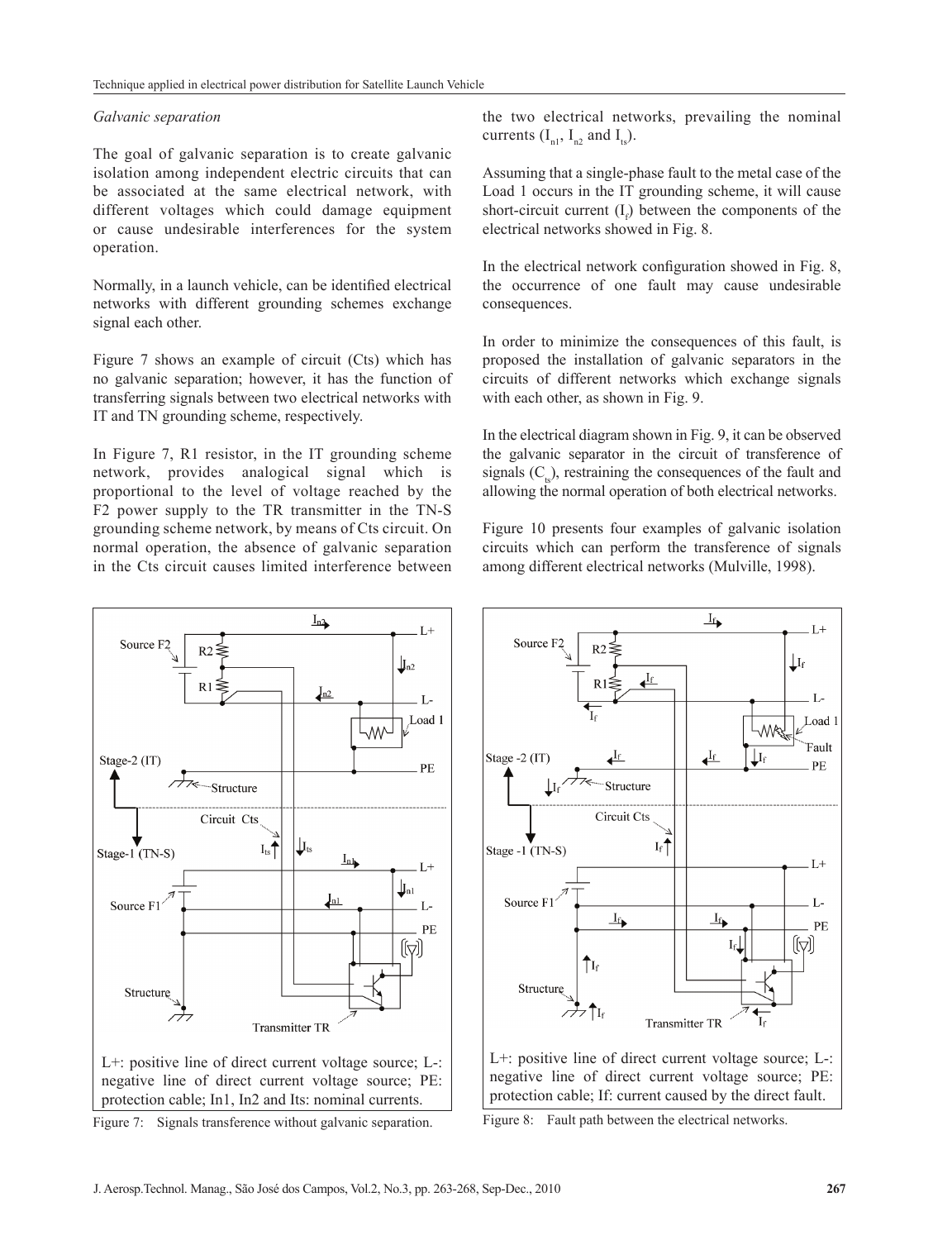*Galvanic separation*

The goal of galvanic separation is to create galvanic isolation among independent electric circuits that can be associated at the same electrical network, with different voltages which could damage equipment or cause undesirable interferences for the system operation.

Normally, in a launch vehicle, can be identified electrical networks with different grounding schemes exchange signal each other.

Figure 7 shows an example of circuit (Cts) which has no galvanic separation; however, it has the function of transferring signals between two electrical networks with IT and TN grounding scheme, respectively.

In Figure 7, R1 resistor, in the IT grounding scheme network, provides analogical signal which is proportional to the level of voltage reached by the F2 power supply to the TR transmitter in the TN-S grounding scheme network, by means of Cts circuit. On normal operation, the absence of galvanic separation in the Cts circuit causes limited interference between the two electrical networks, prevailing the nominal currents ($I_{n1}$, $I_{n2}$ and $I_{ts}$).

Assuming that a single-phase fault to the metal case of the Load 1 occurs in the IT grounding scheme, it will cause short-circuit current ($I_f$) between the components of the electrical networks showed in Fig. 8.

In the electrical network configuration showed in Fig. 8, the occurrence of one fault may cause undesirable consequences.

In order to minimize the consequences of this fault, is proposed the installation of galvanic separators in the circuits of different networks which exchange signals with each other, as shown in Fig. 9.

In the electrical diagram shown in Fig. 9, it can be observed the galvanic separator in the circuit of transference of signals ($C_{ts}$), restraining the consequences of the fault and allowing the normal operation of both electrical networks.

Figure 10 presents four examples of galvanic isolation circuits which can perform the transference of signals among different electrical networks (Mulville, 1998).

L+: positive line of direct current voltage source; L-: negative line of direct current voltage source; PE: protection cable; In1, In2 and Its: nominal currents.

Figure 7: Signals transference without galvanic separation.

L+: positive line of direct current voltage source; L-: negative line of direct current voltage source; PE: protection cable; If: current caused by the direct fault.

Figure 8: Fault path between the electrical networks.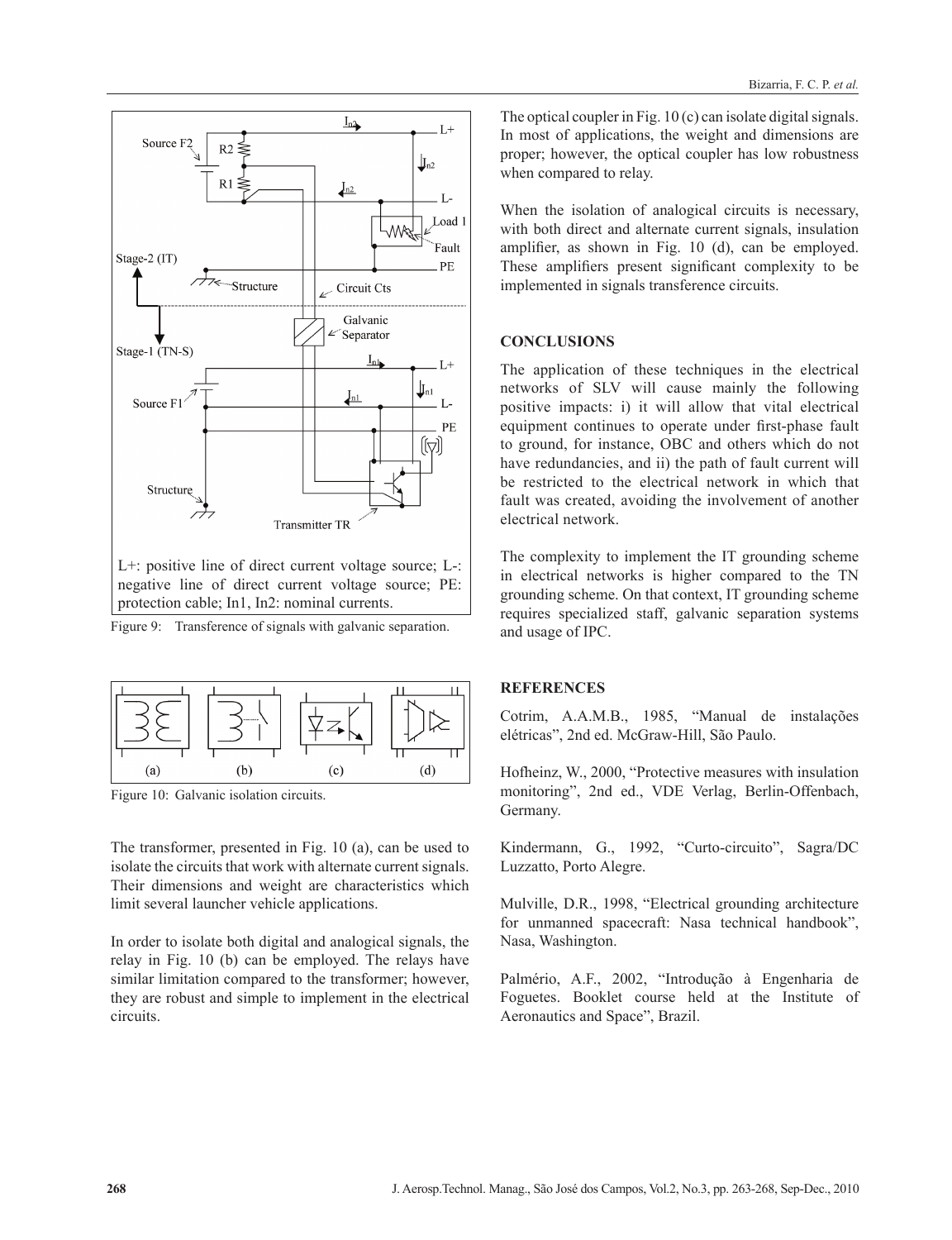L+: positive line of direct current voltage source; L-: negative line of direct current voltage source; PE: protection cable; In1, In2: nominal currents.

Figure 9: Transference of signals with galvanic separation.

Figure 10: Galvanic isolation circuits.

The transformer, presented in Fig. 10 (a), can be used to isolate the circuits that work with alternate current signals. Their dimensions and weight are characteristics which limit several launcher vehicle applications.

In order to isolate both digital and analogical signals, the relay in Fig. 10 (b) can be employed. The relays have similar limitation compared to the transformer; however, they are robust and simple to implement in the electrical circuits.

The optical coupler in Fig. 10 (c) can isolate digital signals. In most of applications, the weight and dimensions are proper; however, the optical coupler has low robustness when compared to relay.

When the isolation of analogical circuits is necessary, with both direct and alternate current signals, insulation amplifier, as shown in Fig. 10 (d), can be employed. These amplifiers present significant complexity to be implemented in signals transference circuits.

## CONCLUSIONS

The application of these techniques in the electrical networks of SLV will cause mainly the following positive impacts: i) it will allow that vital electrical equipment continues to operate under first-phase fault to ground, for instance, OBC and others which do not have redundancies, and ii) the path of fault current will be restricted to the electrical network in which that fault was created, avoiding the involvement of another electrical network.

The complexity to implement the IT grounding scheme in electrical networks is higher compared to the TN grounding scheme. On that context, IT grounding scheme requires specialized staff, galvanic separation systems and usage of IPC.

## REFERENCES

Cotrim, A.A.M.B., 1985, "Manual de instalações elétricas", 2nd ed. McGraw-Hill, São Paulo.

Hofheinz, W., 2000, "Protective measures with insulation monitoring", 2nd ed., VDE Verlag, Berlin-Offenbach, Germany.

Kindermann, G., 1992, "Curto-circuito", Sagra/DC Luzzatto, Porto Alegre.

Mulville, D.R., 1998, "Electrical grounding architecture for unmanned spacecraft: Nasa technical handbook", Nasa, Washington.

Palmério, A.F., 2002, "Introdução à Engenharia de Foguetes. Booklet course held at the Institute of Aeronautics and Space", Brazil.